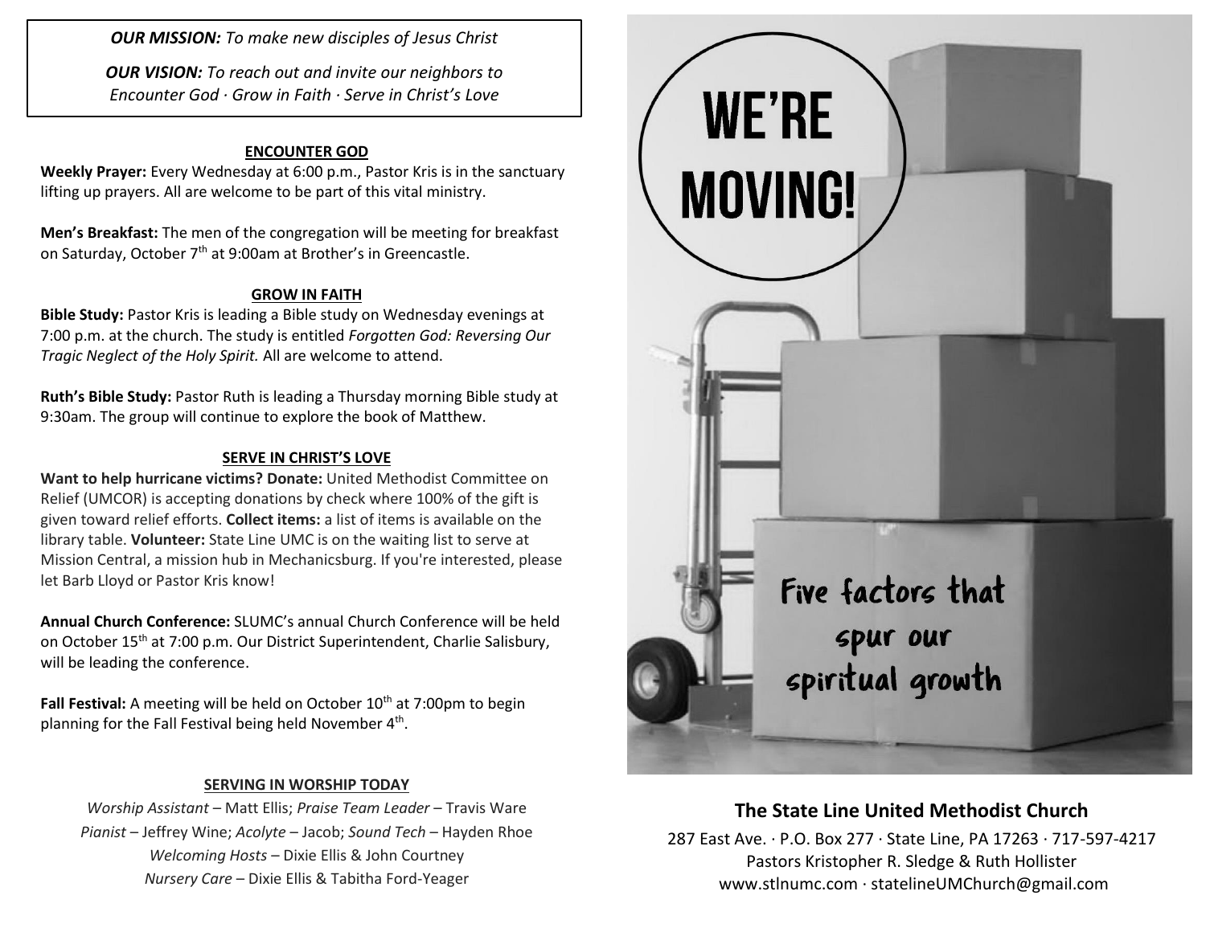***OUR MISSION:*** *To make new disciples of Jesus Christ*

***OUR VISION:*** *To reach out and invite our neighbors to Encounter God · Grow in Faith · Serve in Christ's Love*

## ENCOUNTER GOD

**Weekly Prayer:** Every Wednesday at 6:00 p.m., Pastor Kris is in the sanctuary lifting up prayers. All are welcome to be part of this vital ministry.

**Men's Breakfast:** The men of the congregation will be meeting for breakfast on Saturday, October 7th at 9:00am at Brother's in Greencastle.

## GROW IN FAITH

**Bible Study:** Pastor Kris is leading a Bible study on Wednesday evenings at 7:00 p.m. at the church. The study is entitled *Forgotten God: Reversing Our Tragic Neglect of the Holy Spirit.* All are welcome to attend.

**Ruth's Bible Study:** Pastor Ruth is leading a Thursday morning Bible study at 9:30am. The group will continue to explore the book of Matthew.

## SERVE IN CHRIST'S LOVE

**Want to help hurricane victims? Donate:** United Methodist Committee on Relief (UMCOR) is accepting donations by check where 100% of the gift is given toward relief efforts. **Collect items:** a list of items is available on the library table. **Volunteer:** State Line UMC is on the waiting list to serve at Mission Central, a mission hub in Mechanicsburg. If you're interested, please let Barb Lloyd or Pastor Kris know!

**Annual Church Conference:** SLUMC's annual Church Conference will be held on October 15th at 7:00 p.m. Our District Superintendent, Charlie Salisbury, will be leading the conference.

**Fall Festival:** A meeting will be held on October 10th at 7:00pm to begin planning for the Fall Festival being held November 4th.

## SERVING IN WORSHIP TODAY

*Worship Assistant* – Matt Ellis; *Praise Team Leader* – Travis Ware
*Pianist* – Jeffrey Wine; *Acolyte* – Jacob; *Sound Tech* – Hayden Rhoe
*Welcoming Hosts* – Dixie Ellis & John Courtney
*Nursery Care* – Dixie Ellis & Tabitha Ford-Yeager

# WE'RE MOVING!

Five factors that spur our spiritual growth

## The State Line United Methodist Church

287 East Ave. · P.O. Box 277 · State Line, PA 17263 · 717-597-4217
Pastors Kristopher R. Sledge & Ruth Hollister
www.stlnumc.com · statelineUMChurch@gmail.com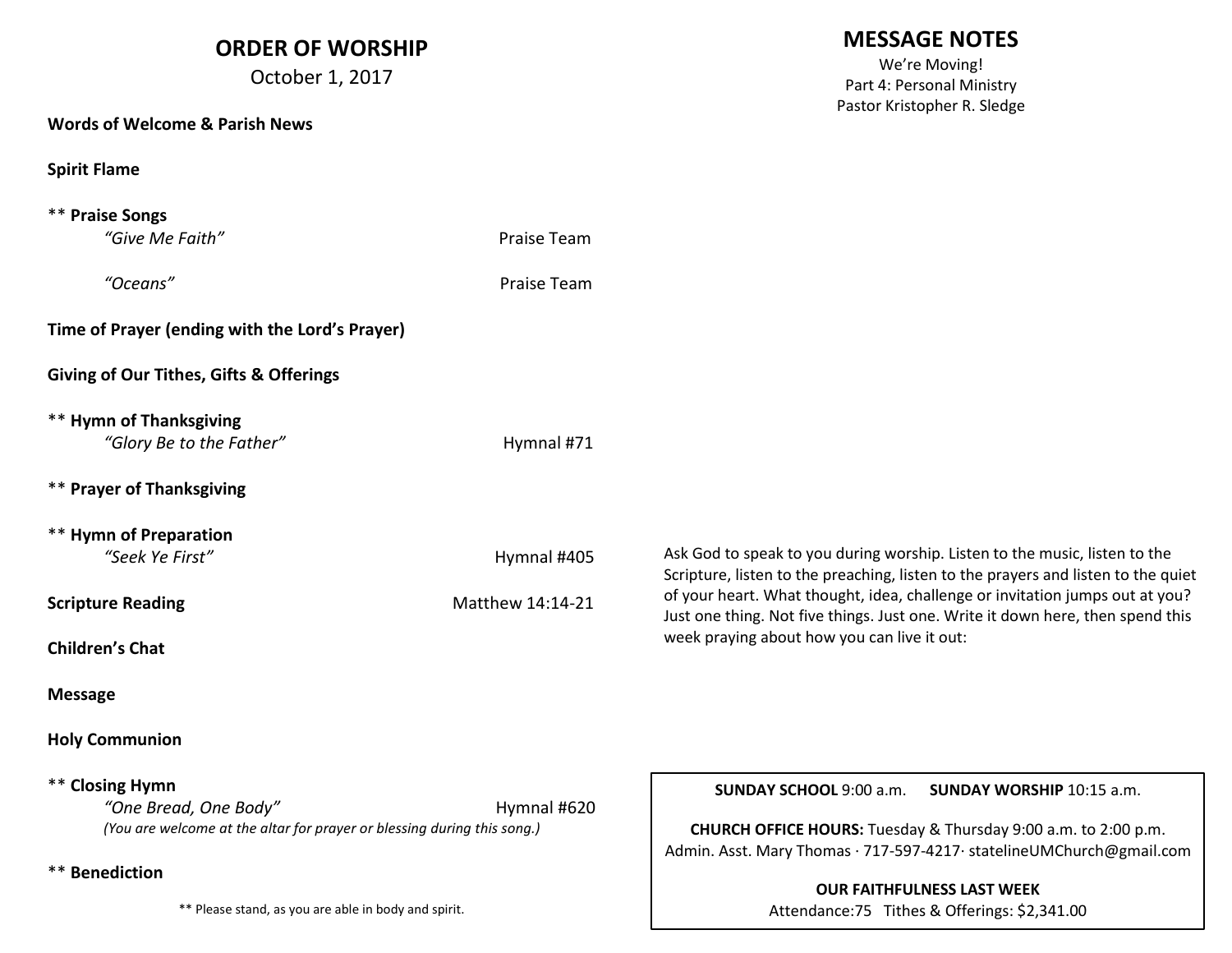## ORDER OF WORSHIP

October 1, 2017

**Words of Welcome & Parish News**

**Spirit Flame**

\*\* **Praise Songs**

*"Give Me Faith"* Praise Team

*"Oceans"* Praise Team

**Time of Prayer (ending with the Lord's Prayer)**

**Giving of Our Tithes, Gifts & Offerings**

\*\* **Hymn of Thanksgiving**

*"Glory Be to the Father"* Hymnal #71

\*\* **Prayer of Thanksgiving**

\*\* **Hymn of Preparation**

*"Seek Ye First"* Hymnal #405

**Scripture Reading** Matthew 14:14-21

**Children's Chat**

**Message**

**Holy Communion**

\*\* **Closing Hymn**

*"One Bread, One Body"* Hymnal #620

*(You are welcome at the altar for prayer or blessing during this song.)*

\*\* **Benediction**

\*\* Please stand, as you are able in body and spirit.

## MESSAGE NOTES

We're Moving!
Part 4: Personal Ministry
Pastor Kristopher R. Sledge

Ask God to speak to you during worship. Listen to the music, listen to the Scripture, listen to the preaching, listen to the prayers and listen to the quiet of your heart. What thought, idea, challenge or invitation jumps out at you? Just one thing. Not five things. Just one. Write it down here, then spend this week praying about how you can live it out:

**SUNDAY SCHOOL** 9:00 a.m. **SUNDAY WORSHIP** 10:15 a.m.

**CHURCH OFFICE HOURS:** Tuesday & Thursday 9:00 a.m. to 2:00 p.m.
Admin. Asst. Mary Thomas · 717-597-4217· statelineUMChurch@gmail.com

**OUR FAITHFULNESS LAST WEEK**
Attendance:75 Tithes & Offerings: $2,341.00